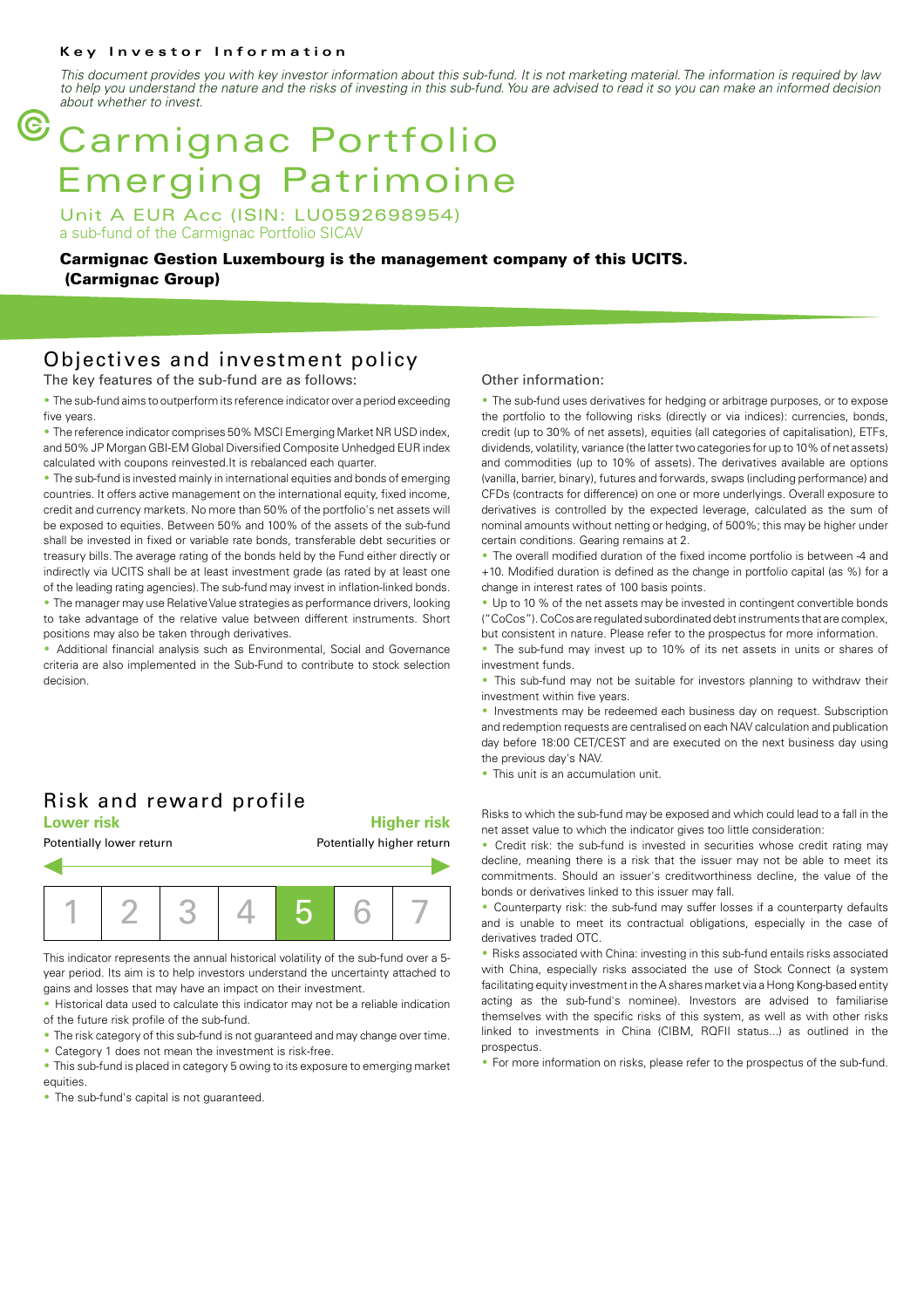**Key Investor Information**

*This document provides you with key investor information about this sub-fund. It is not marketing material. The information is required by law to help you understand the nature and the risks of investing in this sub-fund. You are advised to read it so you can make an informed decision about whether to invest.*

# Carmignac Portfolio Emerging Patrimoine

Unit A EUR Acc (ISIN: LU0592698954)
a sub-fund of the Carmignac Portfolio SICAV

**Carmignac Gestion Luxembourg is the management company of this UCITS. (Carmignac Group)**

## Objectives and investment policy

The key features of the sub-fund are as follows:

- The sub-fund aims to outperform its reference indicator over a period exceeding five years.
- The reference indicator comprises 50% MSCI Emerging Market NR USD index, and 50% JP Morgan GBI-EM Global Diversified Composite Unhedged EUR index calculated with coupons reinvested.It is rebalanced each quarter.
- The sub-fund is invested mainly in international equities and bonds of emerging countries. It offers active management on the international equity, fixed income, credit and currency markets. No more than 50% of the portfolio's net assets will be exposed to equities. Between 50% and 100% of the assets of the sub-fund shall be invested in fixed or variable rate bonds, transferable debt securities or treasury bills. The average rating of the bonds held by the Fund either directly or indirectly via UCITS shall be at least investment grade (as rated by at least one of the leading rating agencies). The sub-fund may invest in inflation-linked bonds.
- The manager may use Relative Value strategies as performance drivers, looking to take advantage of the relative value between different instruments. Short positions may also be taken through derivatives.
- Additional financial analysis such as Environmental, Social and Governance criteria are also implemented in the Sub-Fund to contribute to stock selection decision.

Other information:

- The sub-fund uses derivatives for hedging or arbitrage purposes, or to expose the portfolio to the following risks (directly or via indices): currencies, bonds, credit (up to 30% of net assets), equities (all categories of capitalisation), ETFs, dividends, volatility, variance (the latter two categories for up to 10% of net assets) and commodities (up to 10% of assets). The derivatives available are options (vanilla, barrier, binary), futures and forwards, swaps (including performance) and CFDs (contracts for difference) on one or more underlyings. Overall exposure to derivatives is controlled by the expected leverage, calculated as the sum of nominal amounts without netting or hedging, of 500%; this may be higher under certain conditions. Gearing remains at 2.
- The overall modified duration of the fixed income portfolio is between -4 and +10. Modified duration is defined as the change in portfolio capital (as %) for a change in interest rates of 100 basis points.
- Up to 10 % of the net assets may be invested in contingent convertible bonds ("CoCos"). CoCos are regulated subordinated debt instruments that are complex, but consistent in nature. Please refer to the prospectus for more information.
- The sub-fund may invest up to 10% of its net assets in units or shares of investment funds.
- This sub-fund may not be suitable for investors planning to withdraw their investment within five years.
- Investments may be redeemed each business day on request. Subscription and redemption requests are centralised on each NAV calculation and publication day before 18:00 CET/CEST and are executed on the next business day using the previous day's NAV.
- This unit is an accumulation unit.

## Risk and reward profile

| **Lower risk** | | | | | | **Higher risk** |
|---|---|---|---|---|---|---|
| Potentially lower return | | | | | | Potentially higher return |
| 1 | 2 | 3 | 4 | **5** | 6 | 7 |

This indicator represents the annual historical volatility of the sub-fund over a 5-year period. Its aim is to help investors understand the uncertainty attached to gains and losses that may have an impact on their investment.

- Historical data used to calculate this indicator may not be a reliable indication of the future risk profile of the sub-fund.
- The risk category of this sub-fund is not guaranteed and may change over time.
- Category 1 does not mean the investment is risk-free.
- This sub-fund is placed in category 5 owing to its exposure to emerging market equities.
- The sub-fund's capital is not guaranteed.

Risks to which the sub-fund may be exposed and which could lead to a fall in the net asset value to which the indicator gives too little consideration:

- Credit risk: the sub-fund is invested in securities whose credit rating may decline, meaning there is a risk that the issuer may not be able to meet its commitments. Should an issuer's creditworthiness decline, the value of the bonds or derivatives linked to this issuer may fall.
- Counterparty risk: the sub-fund may suffer losses if a counterparty defaults and is unable to meet its contractual obligations, especially in the case of derivatives traded OTC.
- Risks associated with China: investing in this sub-fund entails risks associated with China, especially risks associated the use of Stock Connect (a system facilitating equity investment in the A shares market via a Hong Kong-based entity acting as the sub-fund's nominee). Investors are advised to familiarise themselves with the specific risks of this system, as well as with other risks linked to investments in China (CIBM, RQFII status...) as outlined in the prospectus.
- For more information on risks, please refer to the prospectus of the sub-fund.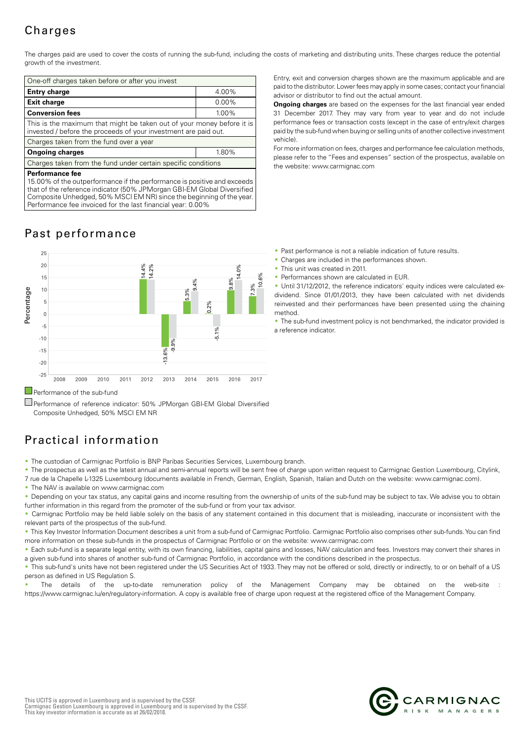# Charges

The charges paid are used to cover the costs of running the sub-fund, including the costs of marketing and distributing units. These charges reduce the potential growth of the investment.

| One-off charges taken before or after you invest | |
|---|---|
| **Entry charge** | 4.00% |
| **Exit charge** | 0.00% |
| **Conversion fees** | 1.00% |
| This is the maximum that might be taken out of your money before it is invested / before the proceeds of your investment are paid out. | |
| Charges taken from the fund over a year | |
| **Ongoing charges** | 1.80% |
| Charges taken from the fund under certain specific conditions | |
| **Performance fee** 15.00% of the outperformance if the performance is positive and exceeds that of the reference indicator (50% JPMorgan GBI-EM Global Diversified Composite Unhedged, 50% MSCI EM NR) since the beginning of the year. Performance fee invoiced for the last financial year: 0.00% | |

Entry, exit and conversion charges shown are the maximum applicable and are paid to the distributor. Lower fees may apply in some cases; contact your financial advisor or distributor to find out the actual amount.

**Ongoing charges** are based on the expenses for the last financial year ended 31 December 2017. They may vary from year to year and do not include performance fees or transaction costs (except in the case of entry/exit charges paid by the sub-fund when buying or selling units of another collective investment vehicle).

For more information on fees, charges and performance fee calculation methods, please refer to the "Fees and expenses" section of the prospectus, available on the website: www.carmignac.com

# Past performance

Percentage

25
20
15
10
5
0
-5
-10
-15
-20
-25

2008 2009 2010 2011 2012 2013 2014 2015 2016 2017

14.4% 14.2% -13.6% -9.9% 5.3% 9.4% 0.2% -5.1% 9.8% 14.0% 7.3% 10.6%

Performance of the sub-fund

Performance of reference indicator: 50% JPMorgan GBI-EM Global Diversified Composite Unhedged, 50% MSCI EM NR

- Past performance is not a reliable indication of future results.
- Charges are included in the performances shown.
- This unit was created in 2011.
- Performances shown are calculated in EUR.
- Until 31/12/2012, the reference indicators' equity indices were calculated ex-dividend. Since 01/01/2013, they have been calculated with net dividends reinvested and their performances have been presented using the chaining method.
- The sub-fund investment policy is not benchmarked, the indicator provided is a reference indicator.

# Practical information

- The custodian of Carmignac Portfolio is BNP Paribas Securities Services, Luxembourg branch.
- The prospectus as well as the latest annual and semi-annual reports will be sent free of charge upon written request to Carmignac Gestion Luxembourg, Citylink, 7 rue de la Chapelle L-1325 Luxembourg (documents available in French, German, English, Spanish, Italian and Dutch on the website: www.carmignac.com).
- The NAV is available on www.carmignac.com
- Depending on your tax status, any capital gains and income resulting from the ownership of units of the sub-fund may be subject to tax. We advise you to obtain further information in this regard from the promoter of the sub-fund or from your tax advisor.
- Carmignac Portfolio may be held liable solely on the basis of any statement contained in this document that is misleading, inaccurate or inconsistent with the relevant parts of the prospectus of the sub-fund.
- This Key Investor Information Document describes a unit from a sub-fund of Carmignac Portfolio. Carmignac Portfolio also comprises other sub-funds. You can find more information on these sub-funds in the prospectus of Carmignac Portfolio or on the website: www.carmignac.com
- Each sub-fund is a separate legal entity, with its own financing, liabilities, capital gains and losses, NAV calculation and fees. Investors may convert their shares in a given sub-fund into shares of another sub-fund of Carmignac Portfolio, in accordance with the conditions described in the prospectus.
- This sub-fund's units have not been registered under the US Securities Act of 1933. They may not be offered or sold, directly or indirectly, to or on behalf of a US person as defined in US Regulation S.
- The details of the up-to-date remuneration policy of the Management Company may be obtained on the web-site : https://www.carmignac.lu/en/regulatory-information. A copy is available free of charge upon request at the registered office of the Management Company.

This UCITS is approved in Luxembourg and is supervised by the CSSF.
Carmignac Gestion Luxembourg is approved in Luxembourg and is supervised by the CSSF.
This key investor information is accurate as at 26/02/2018.